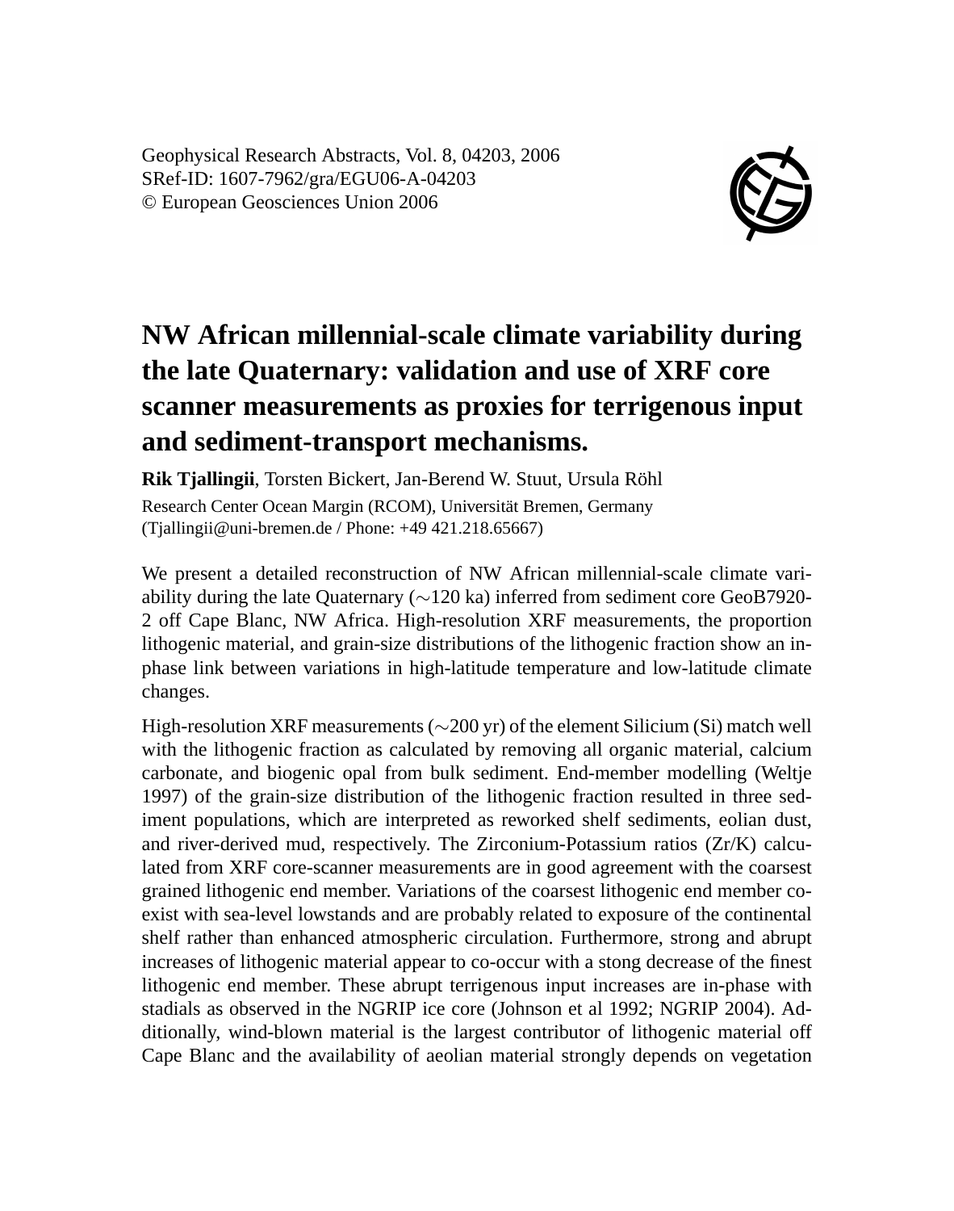Geophysical Research Abstracts, Vol. 8, 04203, 2006
SRef-ID: 1607-7962/gra/EGU06-A-04203
© European Geosciences Union 2006

# NW African millennial-scale climate variability during the late Quaternary: validation and use of XRF core scanner measurements as proxies for terrigenous input and sediment-transport mechanisms.

**Rik Tjallingii**, Torsten Bickert, Jan-Berend W. Stuut, Ursula Röhl

Research Center Ocean Margin (RCOM), Universität Bremen, Germany
(Tjallingii@uni-bremen.de / Phone: +49 421.218.65667)

We present a detailed reconstruction of NW African millennial-scale climate variability during the late Quaternary ($\sim$120 ka) inferred from sediment core GeoB7920-2 off Cape Blanc, NW Africa. High-resolution XRF measurements, the proportion lithogenic material, and grain-size distributions of the lithogenic fraction show an in-phase link between variations in high-latitude temperature and low-latitude climate changes.

High-resolution XRF measurements ($\sim$200 yr) of the element Silicium (Si) match well with the lithogenic fraction as calculated by removing all organic material, calcium carbonate, and biogenic opal from bulk sediment. End-member modelling (Weltje 1997) of the grain-size distribution of the lithogenic fraction resulted in three sediment populations, which are interpreted as reworked shelf sediments, eolian dust, and river-derived mud, respectively. The Zirconium-Potassium ratios (Zr/K) calculated from XRF core-scanner measurements are in good agreement with the coarsest grained lithogenic end member. Variations of the coarsest lithogenic end member co-exist with sea-level lowstands and are probably related to exposure of the continental shelf rather than enhanced atmospheric circulation. Furthermore, strong and abrupt increases of lithogenic material appear to co-occur with a stong decrease of the finest lithogenic end member. These abrupt terrigenous input increases are in-phase with stadials as observed in the NGRIP ice core (Johnson et al 1992; NGRIP 2004). Additionally, wind-blown material is the largest contributor of lithogenic material off Cape Blanc and the availability of aeolian material strongly depends on vegetation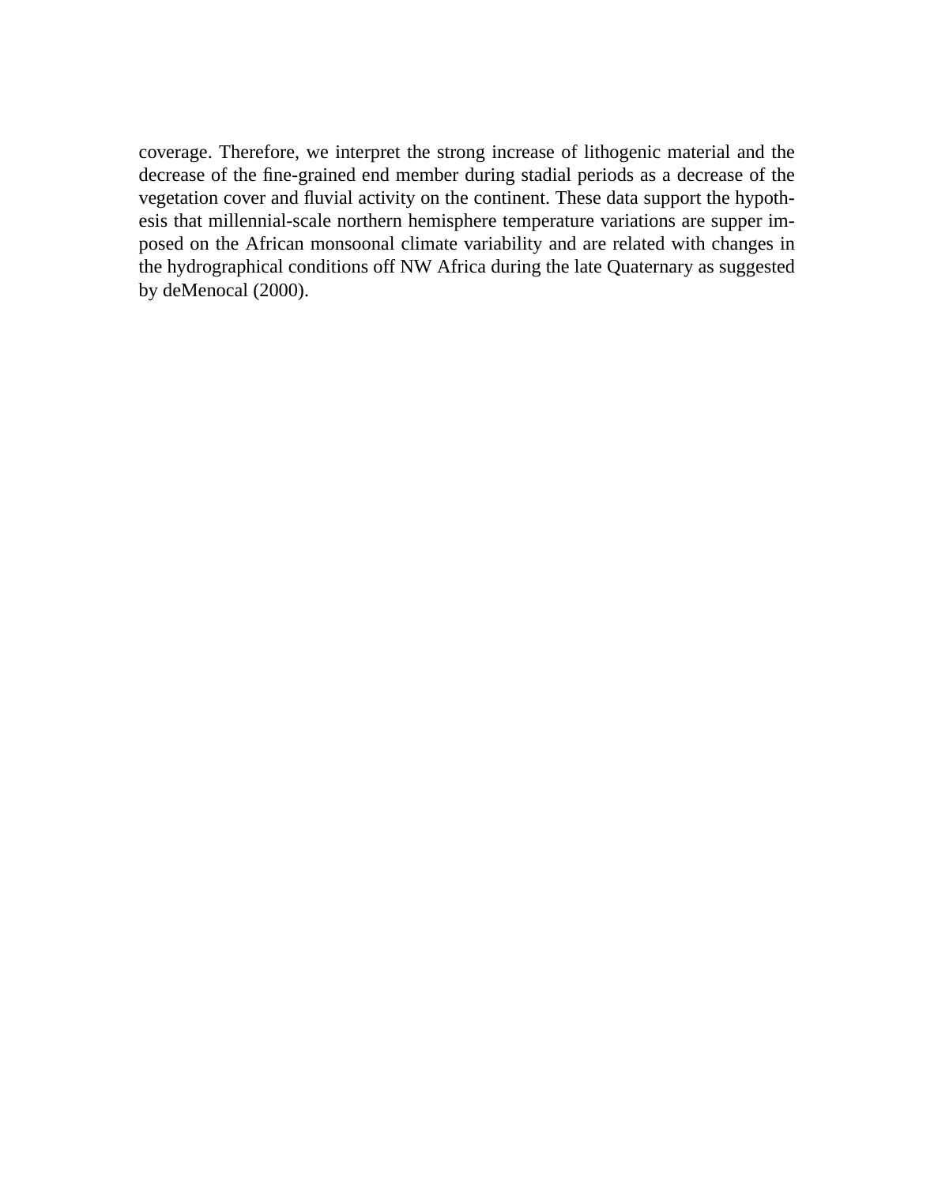coverage. Therefore, we interpret the strong increase of lithogenic material and the decrease of the fine-grained end member during stadial periods as a decrease of the vegetation cover and fluvial activity on the continent. These data support the hypothesis that millennial-scale northern hemisphere temperature variations are supper imposed on the African monsoonal climate variability and are related with changes in the hydrographical conditions off NW Africa during the late Quaternary as suggested by deMenocal (2000).